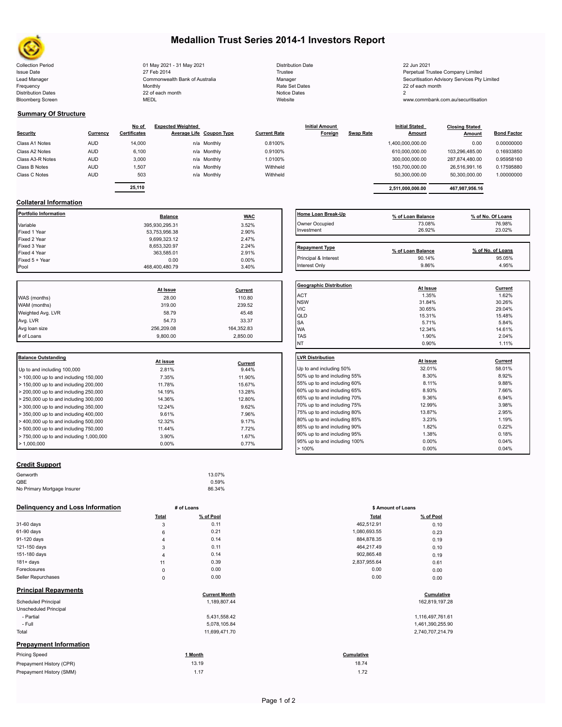# Medallion Trust Series 2014-1 Investors Report

| | | | |
|---|---|---|---|
| Collection Period | 01 May 2021 - 31 May 2021 | Distribution Date | 22 Jun 2021 |
| Issue Date | 27 Feb 2014 | Trustee | Perpetual Trustee Company Limited |
| Lead Manager | Commonwealth Bank of Australia | Manager | Securitisation Advisory Services Pty Limited |
| Frequency | Monthly | Rate Set Dates | 22 of each month |
| Distribution Dates | 22 of each month | Notice Dates | 2 |
| Bloomberg Screen | MEDL | Website | www.commbank.com.au/securitisation |

## Summary Of Structure

| Security | Currency | No of Certificates | Expected Weighted Average Life | Coupon Type | Current Rate | Initial Amount Foreign | Swap Rate | Initial Stated Amount | Closing Stated Amount | Bond Factor |
|---|---|---|---|---|---|---|---|---|---|---|
| Class A1 Notes | AUD | 14,000 | n/a | Monthly | 0.8100% | | | 1,400,000,000.00 | 0.00 | 0.00000000 |
| Class A2 Notes | AUD | 6,100 | n/a | Monthly | 0.9100% | | | 610,000,000.00 | 103,296,485.00 | 0.16933850 |
| Class A3-R Notes | AUD | 3,000 | n/a | Monthly | 1.0100% | | | 300,000,000.00 | 287,874,480.00 | 0.95958160 |
| Class B Notes | AUD | 1,507 | n/a | Monthly | Withheld | | | 150,700,000.00 | 26,516,991.16 | 0.17595880 |
| Class C Notes | AUD | 503 | n/a | Monthly | Withheld | | | 50,300,000.00 | 50,300,000.00 | 1.00000000 |
| | | 25,110 | | | | | | 2,511,000,000.00 | 467,987,956.16 | |

## Collateral Information

| Portfolio Information | Balance | WAC |
|---|---|---|
| Variable | 395,930,295.31 | 3.52% |
| Fixed 1 Year | 53,753,956.38 | 2.90% |
| Fixed 2 Year | 9,699,323.12 | 2.47% |
| Fixed 3 Year | 8,653,320.97 | 2.24% |
| Fixed 4 Year | 363,585.01 | 2.91% |
| Fixed 5 + Year | 0.00 | 0.00% |
| Pool | 468,400,480.79 | 3.40% |

| | At Issue | Current |
|---|---|---|
| WAS (months) | 28.00 | 110.80 |
| WAM (months) | 319.00 | 239.52 |
| Weighted Avg. LVR | 58.79 | 45.48 |
| Avg. LVR | 54.73 | 33.37 |
| Avg loan size | 256,209.08 | 164,352.83 |
| # of Loans | 9,800.00 | 2,850.00 |

| Balance Outstanding | At issue | Current |
|---|---|---|
| Up to and including 100,000 | 2.81% | 9.44% |
| > 100,000 up to and including 150,000 | 7.35% | 11.90% |
| > 150,000 up to and including 200,000 | 11.78% | 15.67% |
| > 200,000 up to and including 250,000 | 14.19% | 13.28% |
| > 250,000 up to and including 300,000 | 14.36% | 12.80% |
| > 300,000 up to and including 350,000 | 12.24% | 9.62% |
| > 350,000 up to and including 400,000 | 9.61% | 7.96% |
| > 400,000 up to and including 500,000 | 12.32% | 9.17% |
| > 500,000 up to and including 750,000 | 11.44% | 7.72% |
| > 750,000 up to and including 1,000,000 | 3.90% | 1.67% |
| > 1,000,000 | 0.00% | 0.77% |

| Home Loan Break-Up | % of Loan Balance | % of No. Of Loans |
|---|---|---|
| Owner Occupied | 73.08% | 76.98% |
| Investment | 26.92% | 23.02% |

| Repayment Type | % of Loan Balance | % of No. of Loans |
|---|---|---|
| Principal & Interest | 90.14% | 95.05% |
| Interest Only | 9.86% | 4.95% |

| Geographic Distribution | At Issue | Current |
|---|---|---|
| ACT | 1.35% | 1.62% |
| NSW | 31.84% | 30.26% |
| VIC | 30.65% | 29.04% |
| QLD | 15.31% | 15.48% |
| SA | 5.71% | 5.84% |
| WA | 12.34% | 14.61% |
| TAS | 1.90% | 2.04% |
| NT | 0.90% | 1.11% |

| LVR Distribution | At issue | Current |
|---|---|---|
| Up to and including 50% | 32.01% | 58.01% |
| 50% up to and including 55% | 8.30% | 8.92% |
| 55% up to and including 60% | 8.11% | 9.88% |
| 60% up to and including 65% | 8.93% | 7.66% |
| 65% up to and including 70% | 9.36% | 6.94% |
| 70% up to and including 75% | 12.99% | 3.98% |
| 75% up to and including 80% | 13.87% | 2.95% |
| 80% up to and including 85% | 3.23% | 1.19% |
| 85% up to and including 90% | 1.82% | 0.22% |
| 90% up to and including 95% | 1.38% | 0.18% |
| 95% up to and including 100% | 0.00% | 0.04% |
| > 100% | 0.00% | 0.04% |

## Credit Support

| | |
|---|---|
| Genworth | 13.07% |
| QBE | 0.59% |
| No Primary Mortgage Insurer | 86.34% |

## Delinquency and Loss Information

| | # of Loans | | $ Amount of Loans | |
|---|---|---|---|---|
| | Total | % of Pool | Total | % of Pool |
| 31-60 days | 3 | 0.11 | 462,512.91 | 0.10 |
| 61-90 days | 6 | 0.21 | 1,080,693.55 | 0.23 |
| 91-120 days | 4 | 0.14 | 884,878.35 | 0.19 |
| 121-150 days | 3 | 0.11 | 464,217.49 | 0.10 |
| 151-180 days | 4 | 0.14 | 902,865.48 | 0.19 |
| 181+ days | 11 | 0.39 | 2,837,955.64 | 0.61 |
| Foreclosures | 0 | 0.00 | 0.00 | 0.00 |
| Seller Repurchases | 0 | 0.00 | 0.00 | 0.00 |

## Principal Repayments

| | Current Month | Cumulative |
|---|---|---|
| Scheduled Principal | 1,189,807.44 | 162,819,197.28 |
| Unscheduled Principal | | |
| - Partial | 5,431,558.42 | 1,116,497,761.61 |
| - Full | 5,078,105.84 | 1,461,390,255.90 |
| Total | 11,699,471.70 | 2,740,707,214.79 |

## Prepayment Information

| Pricing Speed | 1 Month | Cumulative |
|---|---|---|
| Prepayment History (CPR) | 13.19 | 18.74 |
| Prepayment History (SMM) | 1.17 | 1.72 |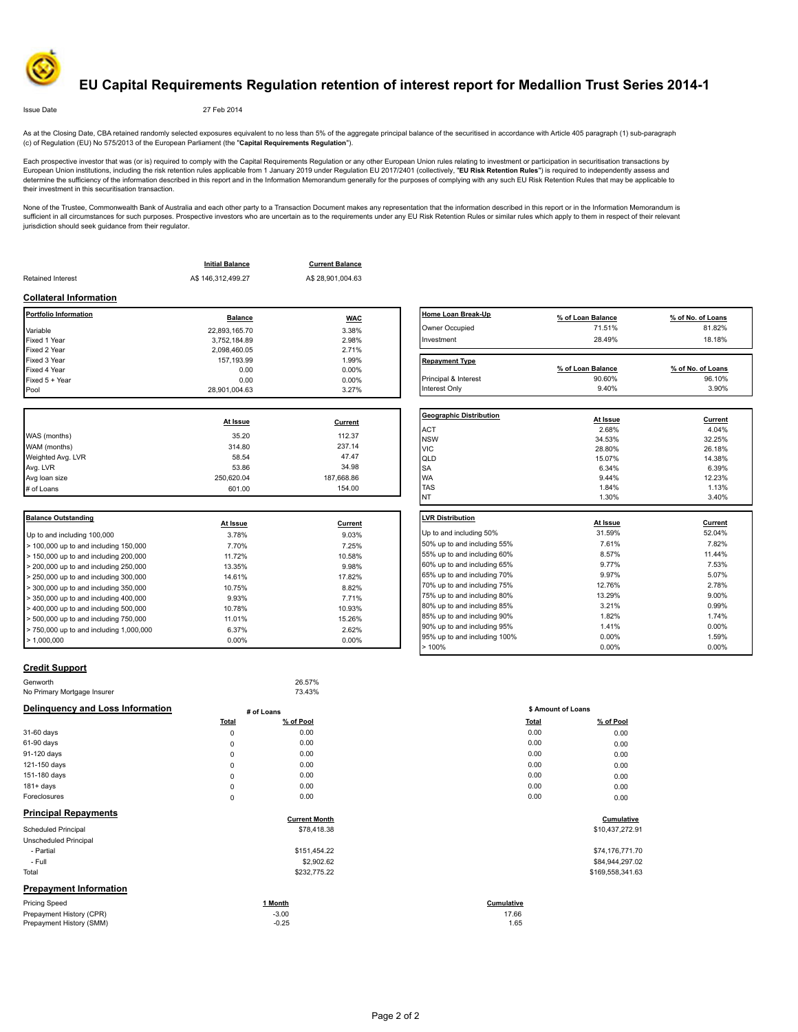# EU Capital Requirements Regulation retention of interest report for Medallion Trust Series 2014-1

Issue Date 27 Feb 2014

As at the Closing Date, CBA retained randomly selected exposures equivalent to no less than 5% of the aggregate principal balance of the securitised in accordance with Article 405 paragraph (1) sub-paragraph (c) of Regulation (EU) No 575/2013 of the European Parliament (the "**Capital Requirements Regulation**").

Each prospective investor that was (or is) required to comply with the Capital Requirements Regulation or any other European Union rules relating to investment or participation in securitisation transactions by European Union institutions, including the risk retention rules applicable from 1 January 2019 under Regulation EU 2017/2401 (collectively, "**EU Risk Retention Rules**") is required to independently assess and determine the sufficiency of the information described in this report and in the Information Memorandum generally for the purposes of complying with any such EU Risk Retention Rules that may be applicable to their investment in this securitisation transaction.

None of the Trustee, Commonwealth Bank of Australia and each other party to a Transaction Document makes any representation that the information described in this report or in the Information Memorandum is sufficient in all circumstances for such purposes. Prospective investors who are uncertain as to the requirements under any EU Risk Retention Rules or similar rules which apply to them in respect of their relevant jurisdiction should seek guidance from their regulator.

| | Initial Balance | Current Balance |
|---|---|---|
| Retained Interest | A$ 146,312,499.27 | A$ 28,901,004.63 |

## Collateral Information

| Portfolio Information | Balance | WAC |
|---|---|---|
| Variable | 22,893,165.70 | 3.38% |
| Fixed 1 Year | 3,752,184.89 | 2.98% |
| Fixed 2 Year | 2,098,460.05 | 2.71% |
| Fixed 3 Year | 157,193.99 | 1.99% |
| Fixed 4 Year | 0.00 | 0.00% |
| Fixed 5 + Year | 0.00 | 0.00% |
| Pool | 28,901,004.63 | 3.27% |

| Home Loan Break-Up | % of Loan Balance | % of No. of Loans |
|---|---|---|
| Owner Occupied | 71.51% | 81.82% |
| Investment | 28.49% | 18.18% |

| Repayment Type | % of Loan Balance | % of No. of Loans |
|---|---|---|
| Principal & Interest | 90.60% | 96.10% |
| Interest Only | 9.40% | 3.90% |

| | At Issue | Current |
|---|---|---|
| WAS (months) | 35.20 | 112.37 |
| WAM (months) | 314.80 | 237.14 |
| Weighted Avg. LVR | 58.54 | 47.47 |
| Avg. LVR | 53.86 | 34.98 |
| Avg loan size | 250,620.04 | 187,668.86 |
| # of Loans | 601.00 | 154.00 |

| Geographic Distribution | At Issue | Current |
|---|---|---|
| ACT | 2.68% | 4.04% |
| NSW | 34.53% | 32.25% |
| VIC | 28.80% | 26.18% |
| QLD | 15.07% | 14.38% |
| SA | 6.34% | 6.39% |
| WA | 9.44% | 12.23% |
| TAS | 1.84% | 1.13% |
| NT | 1.30% | 3.40% |

| Balance Outstanding | At Issue | Current |
|---|---|---|
| Up to and including 100,000 | 3.78% | 9.03% |
| > 100,000 up to and including 150,000 | 7.70% | 7.25% |
| > 150,000 up to and including 200,000 | 11.72% | 10.58% |
| > 200,000 up to and including 250,000 | 13.35% | 9.98% |
| > 250,000 up to and including 300,000 | 14.61% | 17.82% |
| > 300,000 up to and including 350,000 | 10.75% | 8.82% |
| > 350,000 up to and including 400,000 | 9.93% | 7.71% |
| > 400,000 up to and including 500,000 | 10.78% | 10.93% |
| > 500,000 up to and including 750,000 | 11.01% | 15.26% |
| > 750,000 up to and including 1,000,000 | 6.37% | 2.62% |
| > 1,000,000 | 0.00% | 0.00% |

| LVR Distribution | At Issue | Current |
|---|---|---|
| Up to and including 50% | 31.59% | 52.04% |
| 50% up to and including 55% | 7.61% | 7.82% |
| 55% up to and including 60% | 8.57% | 11.44% |
| 60% up to and including 65% | 9.77% | 7.53% |
| 65% up to and including 70% | 9.97% | 5.07% |
| 70% up to and including 75% | 12.76% | 2.78% |
| 75% up to and including 80% | 13.29% | 9.00% |
| 80% up to and including 85% | 3.21% | 0.99% |
| 85% up to and including 90% | 1.82% | 1.74% |
| 90% up to and including 95% | 1.41% | 0.00% |
| 95% up to and including 100% | 0.00% | 1.59% |
| > 100% | 0.00% | 0.00% |

## Credit Support

| | |
|---|---|
| Genworth | 26.57% |
| No Primary Mortgage Insurer | 73.43% |

## Delinquency and Loss Information

| | # of Loans | | $ Amount of Loans | |
|---|---|---|---|---|
| | Total | % of Pool | Total | % of Pool |
| 31-60 days | 0 | 0.00 | 0.00 | 0.00 |
| 61-90 days | 0 | 0.00 | 0.00 | 0.00 |
| 91-120 days | 0 | 0.00 | 0.00 | 0.00 |
| 121-150 days | 0 | 0.00 | 0.00 | 0.00 |
| 151-180 days | 0 | 0.00 | 0.00 | 0.00 |
| 181+ days | 0 | 0.00 | 0.00 | 0.00 |
| Foreclosures | 0 | 0.00 | 0.00 | 0.00 |

## Principal Repayments

| | Current Month | Cumulative |
|---|---|---|
| Scheduled Principal | $78,418.38 | $10,437,272.91 |
| Unscheduled Principal | | |
| - Partial | $151,454.22 | $74,176,771.70 |
| - Full | $2,902.62 | $84,944,297.02 |
| Total | $232,775.22 | $169,558,341.63 |

## Prepayment Information

| Pricing Speed | 1 Month | Cumulative |
|---|---|---|
| Prepayment History (CPR) | -3.00 | 17.66 |
| Prepayment History (SMM) | -0.25 | 1.65 |